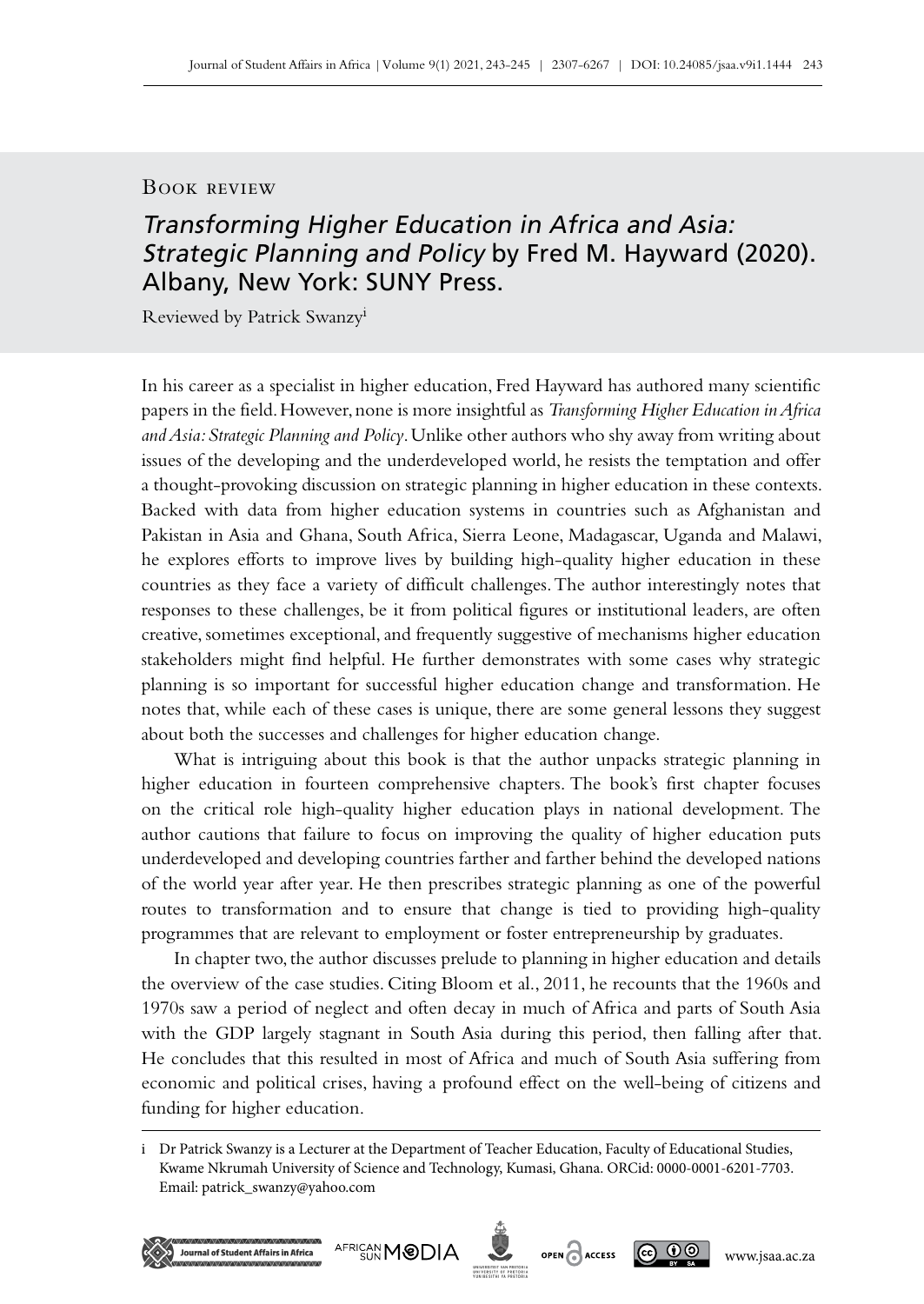Book review

# *Transforming Higher Education in Africa and Asia: Strategic Planning and Policy* by Fred M. Hayward (2020). Albany, New York: SUNY Press.

Reviewed by Patrick Swanzy[i]

In his career as a specialist in higher education, Fred Hayward has authored many scientific papers in the field. However, none is more insightful as *Transforming Higher Education in Africa and Asia: Strategic Planning and Policy*. Unlike other authors who shy away from writing about issues of the developing and the underdeveloped world, he resists the temptation and offer a thought-provoking discussion on strategic planning in higher education in these contexts. Backed with data from higher education systems in countries such as Afghanistan and Pakistan in Asia and Ghana, South Africa, Sierra Leone, Madagascar, Uganda and Malawi, he explores efforts to improve lives by building high-quality higher education in these countries as they face a variety of difficult challenges. The author interestingly notes that responses to these challenges, be it from political figures or institutional leaders, are often creative, sometimes exceptional, and frequently suggestive of mechanisms higher education stakeholders might find helpful. He further demonstrates with some cases why strategic planning is so important for successful higher education change and transformation. He notes that, while each of these cases is unique, there are some general lessons they suggest about both the successes and challenges for higher education change.

What is intriguing about this book is that the author unpacks strategic planning in higher education in fourteen comprehensive chapters. The book's first chapter focuses on the critical role high-quality higher education plays in national development. The author cautions that failure to focus on improving the quality of higher education puts underdeveloped and developing countries farther and farther behind the developed nations of the world year after year. He then prescribes strategic planning as one of the powerful routes to transformation and to ensure that change is tied to providing high-quality programmes that are relevant to employment or foster entrepreneurship by graduates.

In chapter two, the author discusses prelude to planning in higher education and details the overview of the case studies. Citing Bloom et al., 2011, he recounts that the 1960s and 1970s saw a period of neglect and often decay in much of Africa and parts of South Asia with the GDP largely stagnant in South Asia during this period, then falling after that. He concludes that this resulted in most of Africa and much of South Asia suffering from economic and political crises, having a profound effect on the well-being of citizens and funding for higher education.

---

i Dr Patrick Swanzy is a Lecturer at the Department of Teacher Education, Faculty of Educational Studies, Kwame Nkrumah University of Science and Technology, Kumasi, Ghana. ORCid: 0000-0001-6201-7703. Email: patrick_swanzy@yahoo.com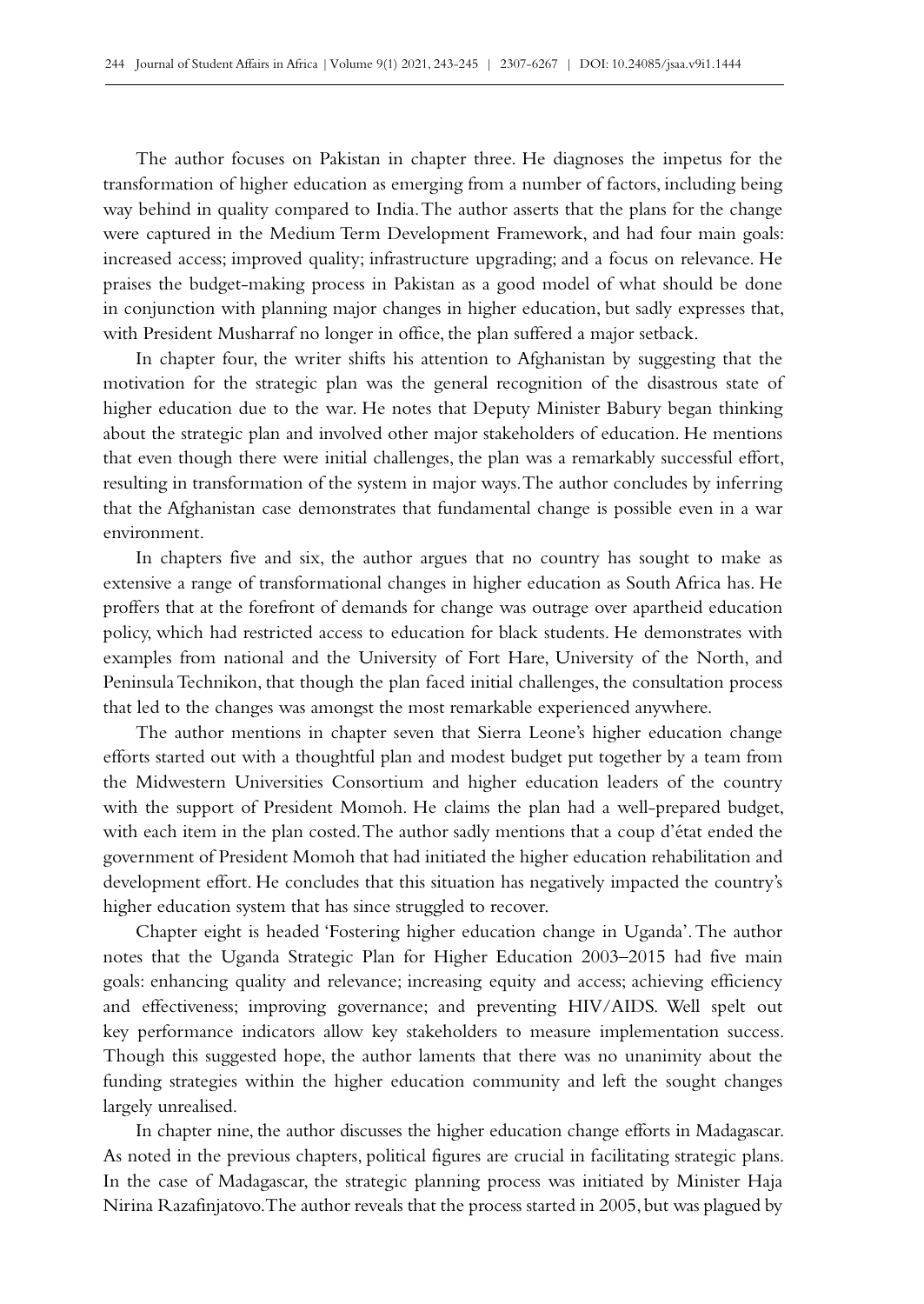The author focuses on Pakistan in chapter three. He diagnoses the impetus for the transformation of higher education as emerging from a number of factors, including being way behind in quality compared to India. The author asserts that the plans for the change were captured in the Medium Term Development Framework, and had four main goals: increased access; improved quality; infrastructure upgrading; and a focus on relevance. He praises the budget-making process in Pakistan as a good model of what should be done in conjunction with planning major changes in higher education, but sadly expresses that, with President Musharraf no longer in office, the plan suffered a major setback.

In chapter four, the writer shifts his attention to Afghanistan by suggesting that the motivation for the strategic plan was the general recognition of the disastrous state of higher education due to the war. He notes that Deputy Minister Babury began thinking about the strategic plan and involved other major stakeholders of education. He mentions that even though there were initial challenges, the plan was a remarkably successful effort, resulting in transformation of the system in major ways. The author concludes by inferring that the Afghanistan case demonstrates that fundamental change is possible even in a war environment.

In chapters five and six, the author argues that no country has sought to make as extensive a range of transformational changes in higher education as South Africa has. He proffers that at the forefront of demands for change was outrage over apartheid education policy, which had restricted access to education for black students. He demonstrates with examples from national and the University of Fort Hare, University of the North, and Peninsula Technikon, that though the plan faced initial challenges, the consultation process that led to the changes was amongst the most remarkable experienced anywhere.

The author mentions in chapter seven that Sierra Leone's higher education change efforts started out with a thoughtful plan and modest budget put together by a team from the Midwestern Universities Consortium and higher education leaders of the country with the support of President Momoh. He claims the plan had a well-prepared budget, with each item in the plan costed. The author sadly mentions that a coup d'état ended the government of President Momoh that had initiated the higher education rehabilitation and development effort. He concludes that this situation has negatively impacted the country's higher education system that has since struggled to recover.

Chapter eight is headed 'Fostering higher education change in Uganda'. The author notes that the Uganda Strategic Plan for Higher Education 2003–2015 had five main goals: enhancing quality and relevance; increasing equity and access; achieving efficiency and effectiveness; improving governance; and preventing HIV/AIDS. Well spelt out key performance indicators allow key stakeholders to measure implementation success. Though this suggested hope, the author laments that there was no unanimity about the funding strategies within the higher education community and left the sought changes largely unrealised.

In chapter nine, the author discusses the higher education change efforts in Madagascar. As noted in the previous chapters, political figures are crucial in facilitating strategic plans. In the case of Madagascar, the strategic planning process was initiated by Minister Haja Nirina Razafinjatovo. The author reveals that the process started in 2005, but was plagued by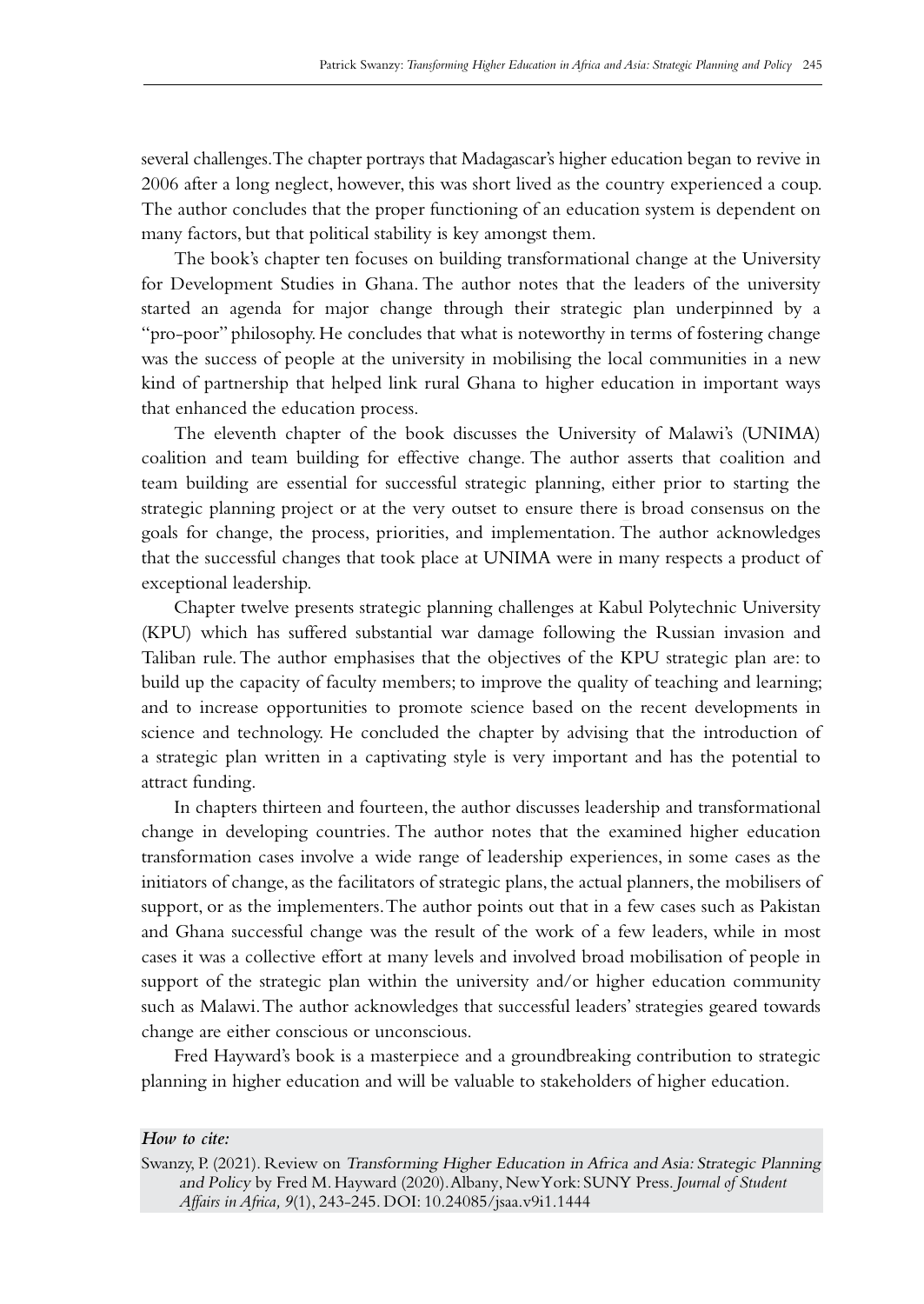several challenges. The chapter portrays that Madagascar's higher education began to revive in 2006 after a long neglect, however, this was short lived as the country experienced a coup. The author concludes that the proper functioning of an education system is dependent on many factors, but that political stability is key amongst them.

The book's chapter ten focuses on building transformational change at the University for Development Studies in Ghana. The author notes that the leaders of the university started an agenda for major change through their strategic plan underpinned by a "pro-poor" philosophy. He concludes that what is noteworthy in terms of fostering change was the success of people at the university in mobilising the local communities in a new kind of partnership that helped link rural Ghana to higher education in important ways that enhanced the education process.

The eleventh chapter of the book discusses the University of Malawi's (UNIMA) coalition and team building for effective change. The author asserts that coalition and team building are essential for successful strategic planning, either prior to starting the strategic planning project or at the very outset to ensure there is broad consensus on the goals for change, the process, priorities, and implementation. The author acknowledges that the successful changes that took place at UNIMA were in many respects a product of exceptional leadership.

Chapter twelve presents strategic planning challenges at Kabul Polytechnic University (KPU) which has suffered substantial war damage following the Russian invasion and Taliban rule. The author emphasises that the objectives of the KPU strategic plan are: to build up the capacity of faculty members; to improve the quality of teaching and learning; and to increase opportunities to promote science based on the recent developments in science and technology. He concluded the chapter by advising that the introduction of a strategic plan written in a captivating style is very important and has the potential to attract funding.

In chapters thirteen and fourteen, the author discusses leadership and transformational change in developing countries. The author notes that the examined higher education transformation cases involve a wide range of leadership experiences, in some cases as the initiators of change, as the facilitators of strategic plans, the actual planners, the mobilisers of support, or as the implementers. The author points out that in a few cases such as Pakistan and Ghana successful change was the result of the work of a few leaders, while in most cases it was a collective effort at many levels and involved broad mobilisation of people in support of the strategic plan within the university and/or higher education community such as Malawi. The author acknowledges that successful leaders' strategies geared towards change are either conscious or unconscious.

Fred Hayward's book is a masterpiece and a groundbreaking contribution to strategic planning in higher education and will be valuable to stakeholders of higher education.

***How to cite:***

Swanzy, P. (2021). Review on *Transforming Higher Education in Africa and Asia: Strategic Planning and Policy* by Fred M. Hayward (2020). Albany, New York: SUNY Press. *Journal of Student Affairs in Africa, 9*(1), 243-245. DOI: 10.24085/jsaa.v9i1.1444